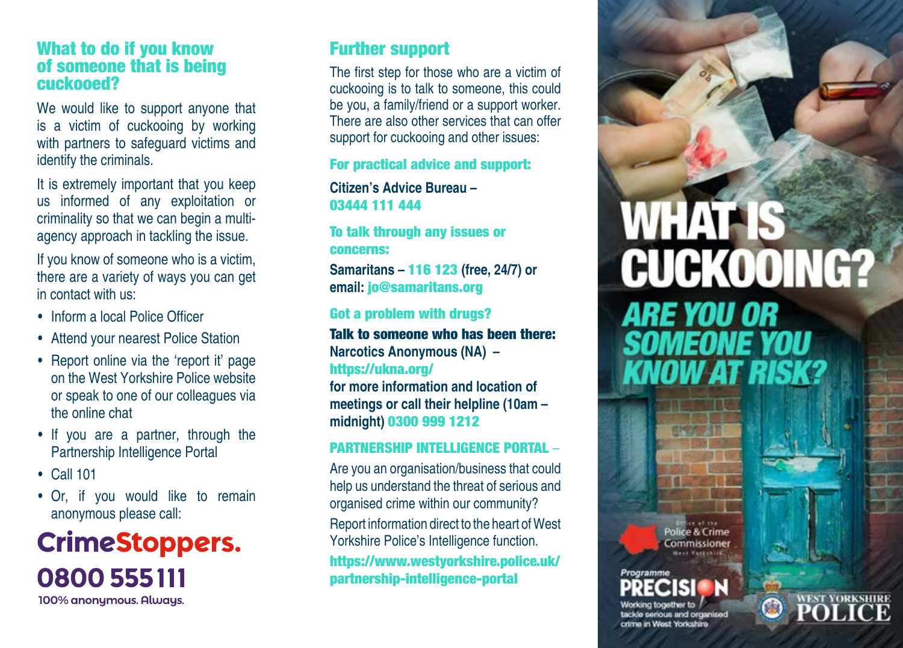## What to do if you know of someone that is being cuckooed?

We would like to support anyone that is a victim of cuckooing by working with partners to safeguard victims and identify the criminals.

It is extremely important that you keep us informed of any exploitation or criminality so that we can begin a multi-agency approach in tackling the issue.

If you know of someone who is a victim, there are a variety of ways you can get in contact with us:

- Inform a local Police Officer
- Attend your nearest Police Station
- Report online via the 'report it' page on the West Yorkshire Police website or speak to one of our colleagues via the online chat
- If you are a partner, through the Partnership Intelligence Portal
- Call 101
- Or, if you would like to remain anonymous please call:

**CrimeStoppers.**
**0800 555 111**
100% anonymous. Always.

## Further support

The first step for those who are a victim of cuckooing is to talk to someone, this could be you, a family/friend or a support worker. There are also other services that can offer support for cuckooing and other issues:

### For practical advice and support:

**Citizen's Advice Bureau – 03444 111 444**

### To talk through any issues or concerns:

**Samaritans – 116 123 (free, 24/7) or email: jo@samaritans.org**

### Got a problem with drugs?

**Talk to someone who has been there:**
**Narcotics Anonymous (NA) – https://ukna.org/ for more information and location of meetings or call their helpline (10am – midnight) 0300 999 1212**

### PARTNERSHIP INTELLIGENCE PORTAL –

Are you an organisation/business that could help us understand the threat of serious and organised crime within our community?

Report information direct to the heart of West Yorkshire Police's Intelligence function.

**https://www.westyorkshire.police.uk/partnership-intelligence-portal**

# WHAT IS CUCKOOING?

## *ARE YOU OR SOMEONE YOU KNOW AT RISK?*

Office of the Police & Crime Commissioner West Yorkshire

Programme PRECISION – Working together to tackle serious and organised crime in West Yorkshire

WEST YORKSHIRE POLICE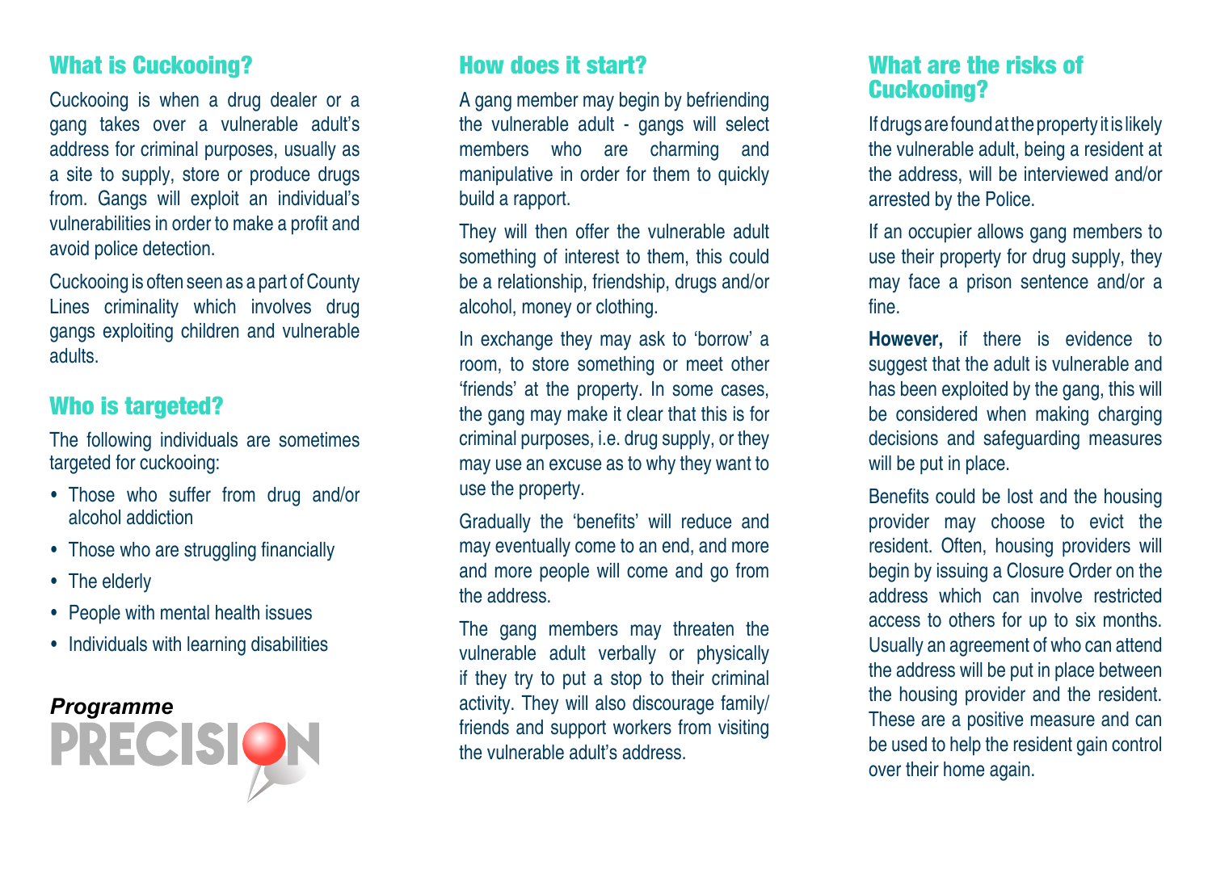## What is Cuckooing?

Cuckooing is when a drug dealer or a gang takes over a vulnerable adult's address for criminal purposes, usually as a site to supply, store or produce drugs from. Gangs will exploit an individual's vulnerabilities in order to make a profit and avoid police detection.

Cuckooing is often seen as a part of County Lines criminality which involves drug gangs exploiting children and vulnerable adults.

## Who is targeted?

The following individuals are sometimes targeted for cuckooing:

- Those who suffer from drug and/or alcohol addiction
- Those who are struggling financially
- The elderly
- People with mental health issues
- Individuals with learning disabilities

*Programme* PRECISION

## How does it start?

A gang member may begin by befriending the vulnerable adult - gangs will select members who are charming and manipulative in order for them to quickly build a rapport.

They will then offer the vulnerable adult something of interest to them, this could be a relationship, friendship, drugs and/or alcohol, money or clothing.

In exchange they may ask to 'borrow' a room, to store something or meet other 'friends' at the property. In some cases, the gang may make it clear that this is for criminal purposes, i.e. drug supply, or they may use an excuse as to why they want to use the property.

Gradually the 'benefits' will reduce and may eventually come to an end, and more and more people will come and go from the address.

The gang members may threaten the vulnerable adult verbally or physically if they try to put a stop to their criminal activity. They will also discourage family/friends and support workers from visiting the vulnerable adult's address.

## What are the risks of Cuckooing?

If drugs are found at the property it is likely the vulnerable adult, being a resident at the address, will be interviewed and/or arrested by the Police.

If an occupier allows gang members to use their property for drug supply, they may face a prison sentence and/or a fine.

**However,** if there is evidence to suggest that the adult is vulnerable and has been exploited by the gang, this will be considered when making charging decisions and safeguarding measures will be put in place.

Benefits could be lost and the housing provider may choose to evict the resident. Often, housing providers will begin by issuing a Closure Order on the address which can involve restricted access to others for up to six months. Usually an agreement of who can attend the address will be put in place between the housing provider and the resident. These are a positive measure and can be used to help the resident gain control over their home again.